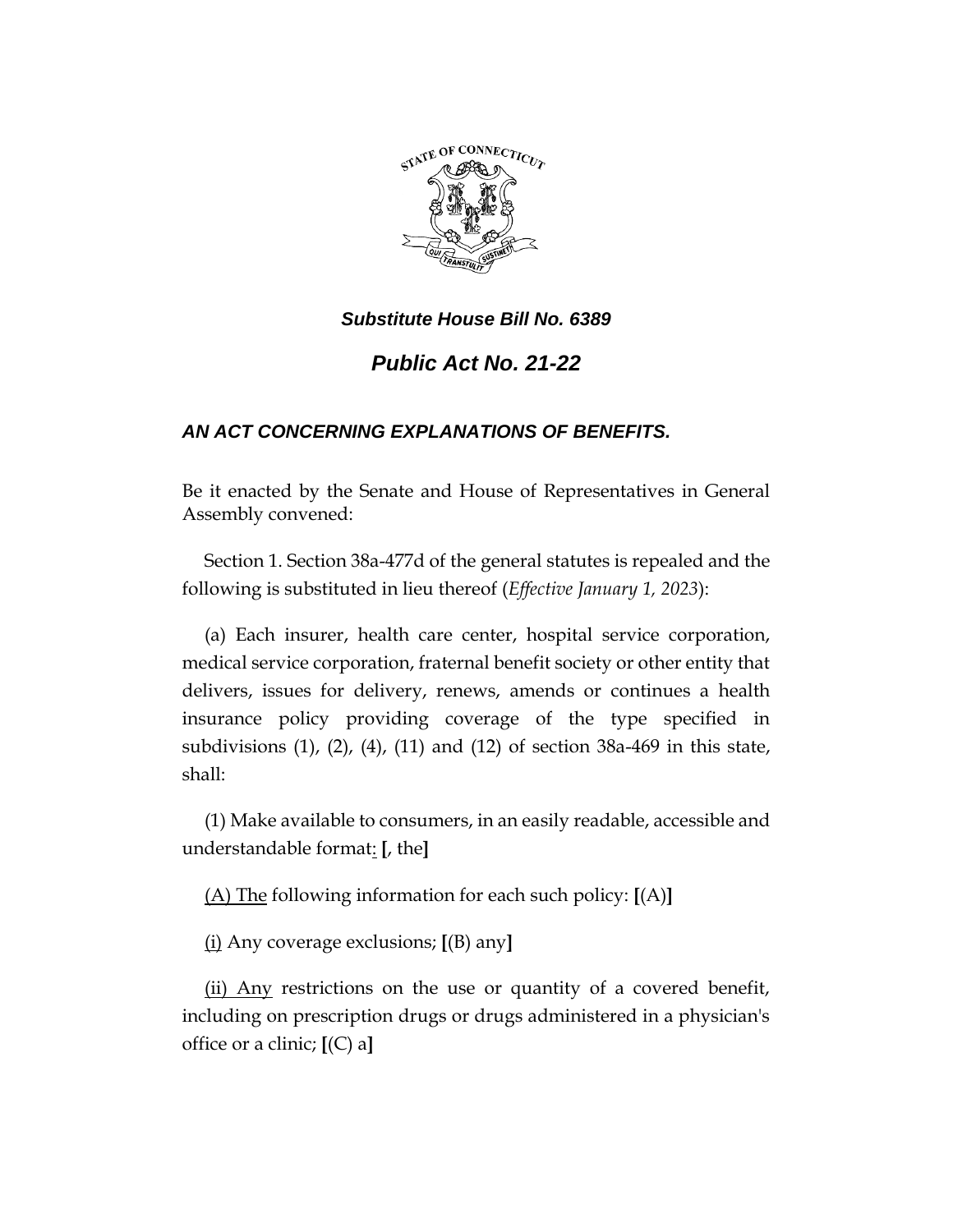***Substitute House Bill No. 6389***

***Public Act No. 21-22***

***AN ACT CONCERNING EXPLANATIONS OF BENEFITS.***

Be it enacted by the Senate and House of Representatives in General Assembly convened:

Section 1. Section 38a-477d of the general statutes is repealed and the following is substituted in lieu thereof (*Effective January 1, 2023*):

(a) Each insurer, health care center, hospital service corporation, medical service corporation, fraternal benefit society or other entity that delivers, issues for delivery, renews, amends or continues a health insurance policy providing coverage of the type specified in subdivisions (1), (2), (4), (11) and (12) of section 38a-469 in this state, shall:

(1) Make available to consumers, in an easily readable, accessible and understandable format<u>:</u> **[**, the**]**

<u>(A) The</u> following information for each such policy: **[**(A)**]**

<u>(i)</u> Any coverage exclusions; **[**(B) any**]**

<u>(ii) Any</u> restrictions on the use or quantity of a covered benefit, including on prescription drugs or drugs administered in a physician's office or a clinic; **[**(C) a**]**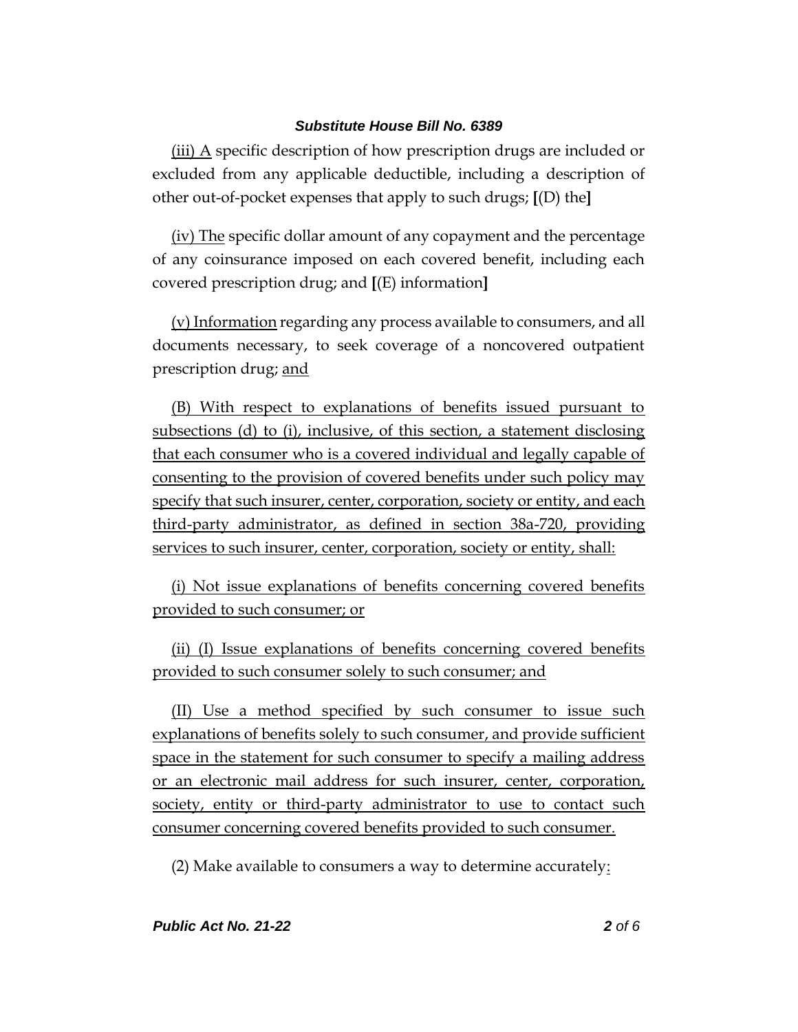(iii) A specific description of how prescription drugs are included or excluded from any applicable deductible, including a description of other out-of-pocket expenses that apply to such drugs; [(D) the]

(iv) The specific dollar amount of any copayment and the percentage of any coinsurance imposed on each covered benefit, including each covered prescription drug; and [(E) information]

(v) Information regarding any process available to consumers, and all documents necessary, to seek coverage of a noncovered outpatient prescription drug; and

(B) With respect to explanations of benefits issued pursuant to subsections (d) to (i), inclusive, of this section, a statement disclosing that each consumer who is a covered individual and legally capable of consenting to the provision of covered benefits under such policy may specify that such insurer, center, corporation, society or entity, and each third-party administrator, as defined in section 38a-720, providing services to such insurer, center, corporation, society or entity, shall:

(i) Not issue explanations of benefits concerning covered benefits provided to such consumer; or

(ii) (I) Issue explanations of benefits concerning covered benefits provided to such consumer solely to such consumer; and

(II) Use a method specified by such consumer to issue such explanations of benefits solely to such consumer, and provide sufficient space in the statement for such consumer to specify a mailing address or an electronic mail address for such insurer, center, corporation, society, entity or third-party administrator to use to contact such consumer concerning covered benefits provided to such consumer.

(2) Make available to consumers a way to determine accurately: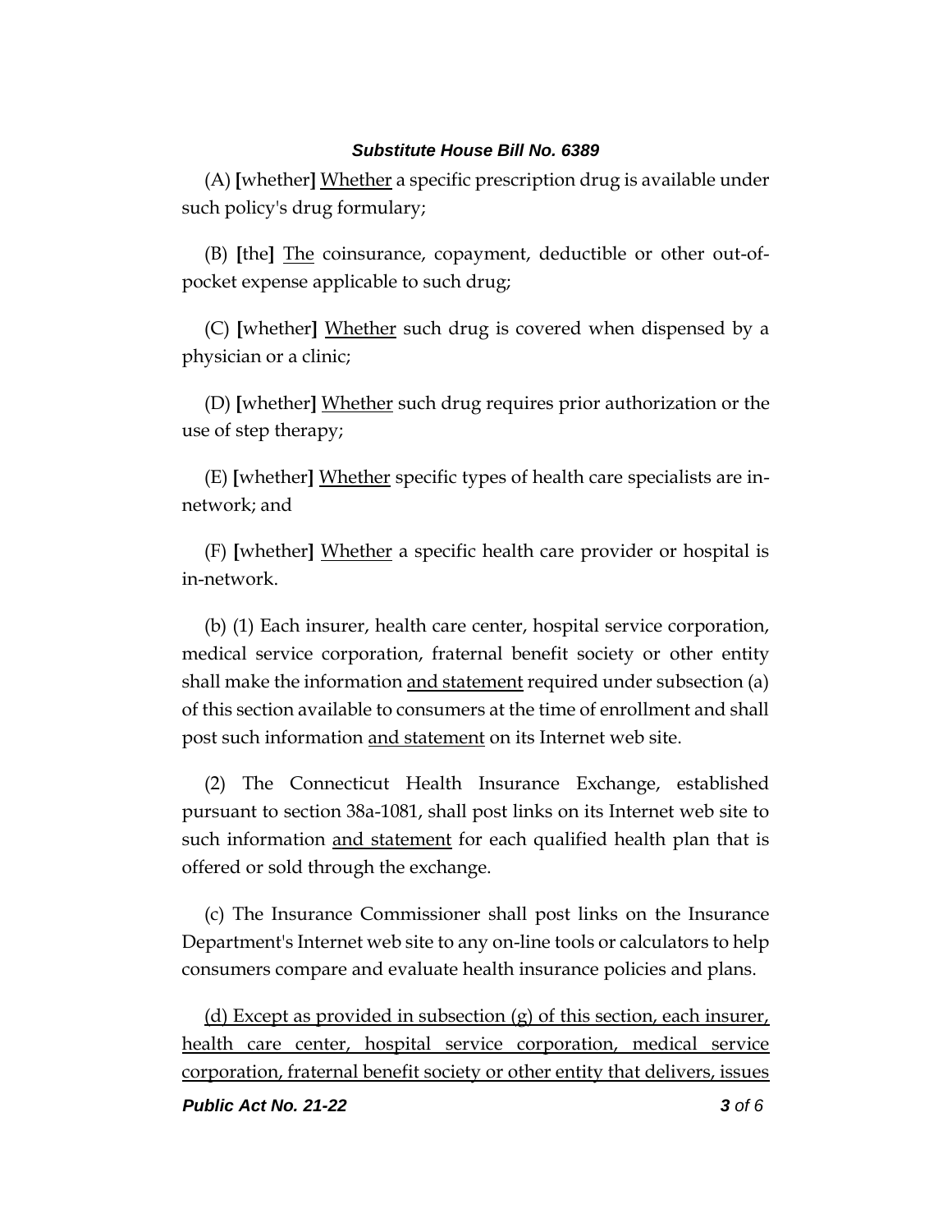(A) **[**whether**]** <u>Whether</u> a specific prescription drug is available under such policy's drug formulary;

(B) **[**the**]** <u>The</u> coinsurance, copayment, deductible or other out-of-pocket expense applicable to such drug;

(C) **[**whether**]** <u>Whether</u> such drug is covered when dispensed by a physician or a clinic;

(D) **[**whether**]** <u>Whether</u> such drug requires prior authorization or the use of step therapy;

(E) **[**whether**]** <u>Whether</u> specific types of health care specialists are in-network; and

(F) **[**whether**]** <u>Whether</u> a specific health care provider or hospital is in-network.

(b) (1) Each insurer, health care center, hospital service corporation, medical service corporation, fraternal benefit society or other entity shall make the information <u>and statement</u> required under subsection (a) of this section available to consumers at the time of enrollment and shall post such information <u>and statement</u> on its Internet web site.

(2) The Connecticut Health Insurance Exchange, established pursuant to section 38a-1081, shall post links on its Internet web site to such information <u>and statement</u> for each qualified health plan that is offered or sold through the exchange.

(c) The Insurance Commissioner shall post links on the Insurance Department's Internet web site to any on-line tools or calculators to help consumers compare and evaluate health insurance policies and plans.

<u>(d) Except as provided in subsection (g) of this section, each insurer, health care center, hospital service corporation, medical service corporation, fraternal benefit society or other entity that delivers, issues</u>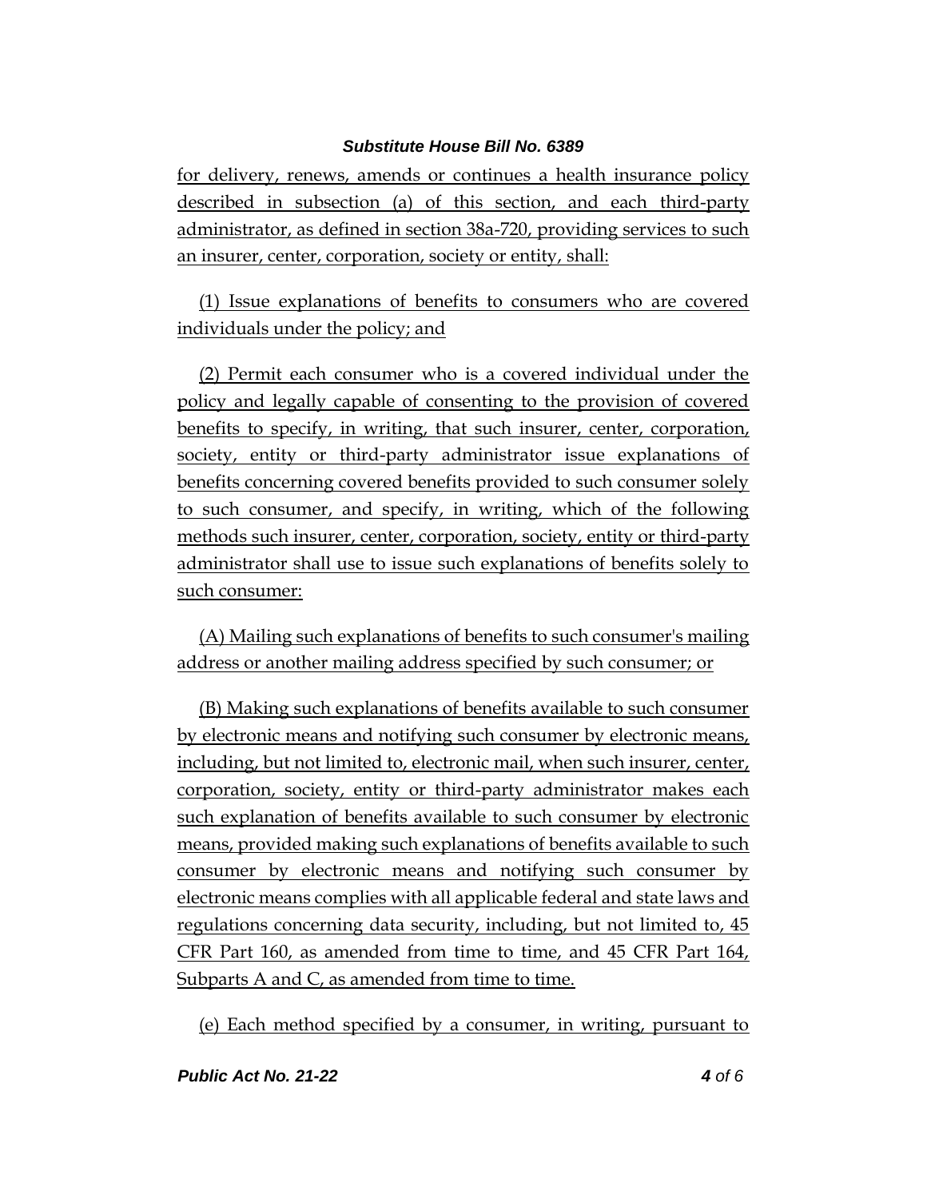for delivery, renews, amends or continues a health insurance policy described in subsection (a) of this section, and each third-party administrator, as defined in section 38a-720, providing services to such an insurer, center, corporation, society or entity, shall:

(1) Issue explanations of benefits to consumers who are covered individuals under the policy; and

(2) Permit each consumer who is a covered individual under the policy and legally capable of consenting to the provision of covered benefits to specify, in writing, that such insurer, center, corporation, society, entity or third-party administrator issue explanations of benefits concerning covered benefits provided to such consumer solely to such consumer, and specify, in writing, which of the following methods such insurer, center, corporation, society, entity or third-party administrator shall use to issue such explanations of benefits solely to such consumer:

(A) Mailing such explanations of benefits to such consumer's mailing address or another mailing address specified by such consumer; or

(B) Making such explanations of benefits available to such consumer by electronic means and notifying such consumer by electronic means, including, but not limited to, electronic mail, when such insurer, center, corporation, society, entity or third-party administrator makes each such explanation of benefits available to such consumer by electronic means, provided making such explanations of benefits available to such consumer by electronic means and notifying such consumer by electronic means complies with all applicable federal and state laws and regulations concerning data security, including, but not limited to, 45 CFR Part 160, as amended from time to time, and 45 CFR Part 164, Subparts A and C, as amended from time to time.

(e) Each method specified by a consumer, in writing, pursuant to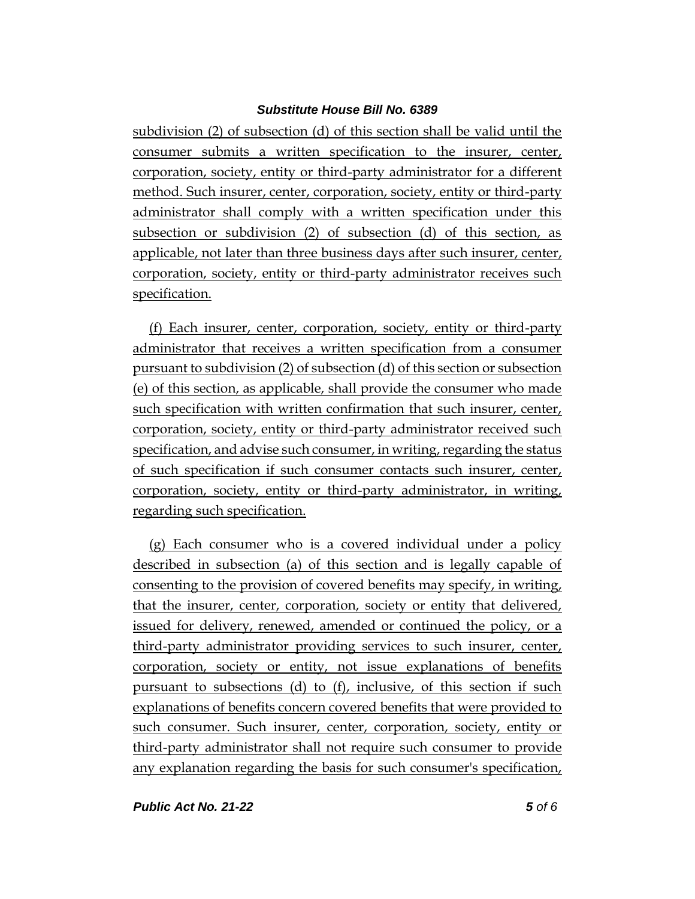subdivision (2) of subsection (d) of this section shall be valid until the consumer submits a written specification to the insurer, center, corporation, society, entity or third-party administrator for a different method. Such insurer, center, corporation, society, entity or third-party administrator shall comply with a written specification under this subsection or subdivision (2) of subsection (d) of this section, as applicable, not later than three business days after such insurer, center, corporation, society, entity or third-party administrator receives such specification.

(f) Each insurer, center, corporation, society, entity or third-party administrator that receives a written specification from a consumer pursuant to subdivision (2) of subsection (d) of this section or subsection (e) of this section, as applicable, shall provide the consumer who made such specification with written confirmation that such insurer, center, corporation, society, entity or third-party administrator received such specification, and advise such consumer, in writing, regarding the status of such specification if such consumer contacts such insurer, center, corporation, society, entity or third-party administrator, in writing, regarding such specification.

(g) Each consumer who is a covered individual under a policy described in subsection (a) of this section and is legally capable of consenting to the provision of covered benefits may specify, in writing, that the insurer, center, corporation, society or entity that delivered, issued for delivery, renewed, amended or continued the policy, or a third-party administrator providing services to such insurer, center, corporation, society or entity, not issue explanations of benefits pursuant to subsections (d) to (f), inclusive, of this section if such explanations of benefits concern covered benefits that were provided to such consumer. Such insurer, center, corporation, society, entity or third-party administrator shall not require such consumer to provide any explanation regarding the basis for such consumer's specification,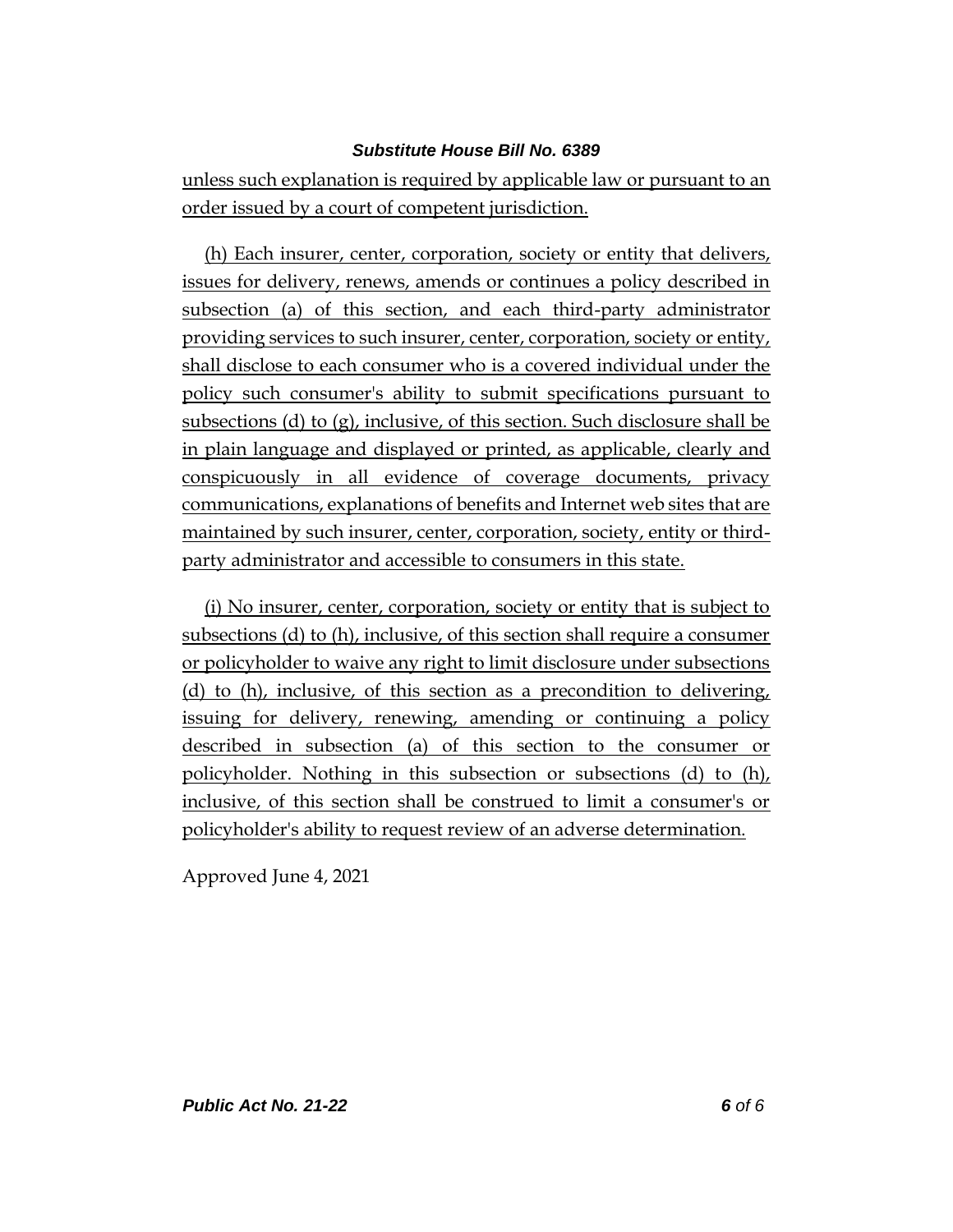unless such explanation is required by applicable law or pursuant to an order issued by a court of competent jurisdiction.

(h) Each insurer, center, corporation, society or entity that delivers, issues for delivery, renews, amends or continues a policy described in subsection (a) of this section, and each third-party administrator providing services to such insurer, center, corporation, society or entity, shall disclose to each consumer who is a covered individual under the policy such consumer's ability to submit specifications pursuant to subsections (d) to (g), inclusive, of this section. Such disclosure shall be in plain language and displayed or printed, as applicable, clearly and conspicuously in all evidence of coverage documents, privacy communications, explanations of benefits and Internet web sites that are maintained by such insurer, center, corporation, society, entity or third-party administrator and accessible to consumers in this state.

(i) No insurer, center, corporation, society or entity that is subject to subsections (d) to (h), inclusive, of this section shall require a consumer or policyholder to waive any right to limit disclosure under subsections (d) to (h), inclusive, of this section as a precondition to delivering, issuing for delivery, renewing, amending or continuing a policy described in subsection (a) of this section to the consumer or policyholder. Nothing in this subsection or subsections (d) to (h), inclusive, of this section shall be construed to limit a consumer's or policyholder's ability to request review of an adverse determination.

Approved June 4, 2021